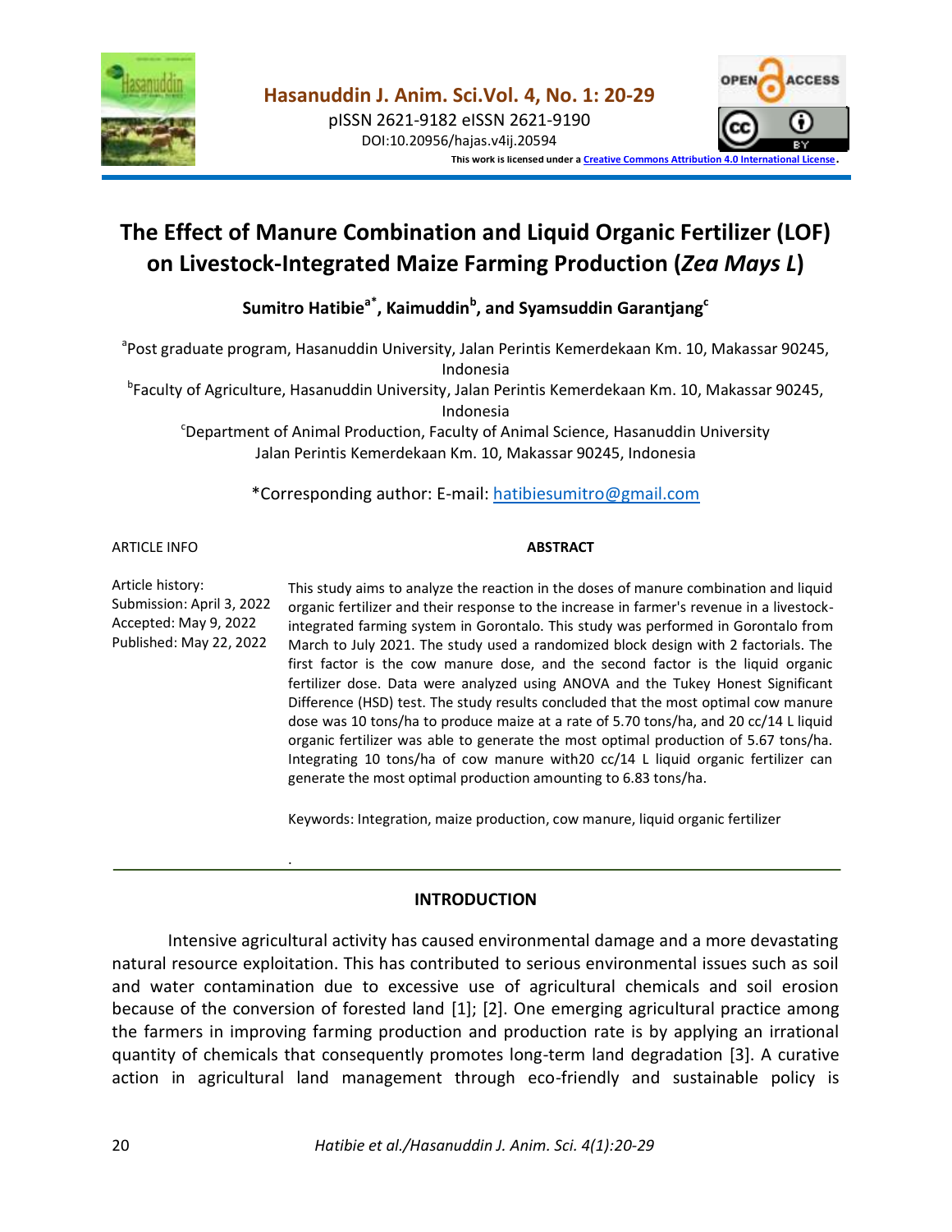# The Effect of Manure Combination and Liquid Organic Fertilizer (LOF) on Livestock-Integrated Maize Farming Production (*Zea Mays L*)

**Sumitro Hatibie[a*], Kaimuddin[b], and Syamsuddin Garantjang[c]**

[a]Post graduate program, Hasanuddin University, Jalan Perintis Kemerdekaan Km. 10, Makassar 90245, Indonesia

[b]Faculty of Agriculture, Hasanuddin University, Jalan Perintis Kemerdekaan Km. 10, Makassar 90245, Indonesia

[c]Department of Animal Production, Faculty of Animal Science, Hasanuddin University Jalan Perintis Kemerdekaan Km. 10, Makassar 90245, Indonesia

*Corresponding author: E-mail: hatibiesumitro@gmail.com

ARTICLE INFO

Article history:
Submission: April 3, 2022
Accepted: May 9, 2022
Published: May 22, 2022

**ABSTRACT**

This study aims to analyze the reaction in the doses of manure combination and liquid organic fertilizer and their response to the increase in farmer's revenue in a livestock-integrated farming system in Gorontalo. This study was performed in Gorontalo from March to July 2021. The study used a randomized block design with 2 factorials. The first factor is the cow manure dose, and the second factor is the liquid organic fertilizer dose. Data were analyzed using ANOVA and the Tukey Honest Significant Difference (HSD) test. The study results concluded that the most optimal cow manure dose was 10 tons/ha to produce maize at a rate of 5.70 tons/ha, and 20 cc/14 L liquid organic fertilizer was able to generate the most optimal production of 5.67 tons/ha. Integrating 10 tons/ha of cow manure with20 cc/14 L liquid organic fertilizer can generate the most optimal production amounting to 6.83 tons/ha.

Keywords: Integration, maize production, cow manure, liquid organic fertilizer

## INTRODUCTION

Intensive agricultural activity has caused environmental damage and a more devastating natural resource exploitation. This has contributed to serious environmental issues such as soil and water contamination due to excessive use of agricultural chemicals and soil erosion because of the conversion of forested land [1]; [2]. One emerging agricultural practice among the farmers in improving farming production and production rate is by applying an irrational quantity of chemicals that consequently promotes long-term land degradation [3]. A curative action in agricultural land management through eco-friendly and sustainable policy is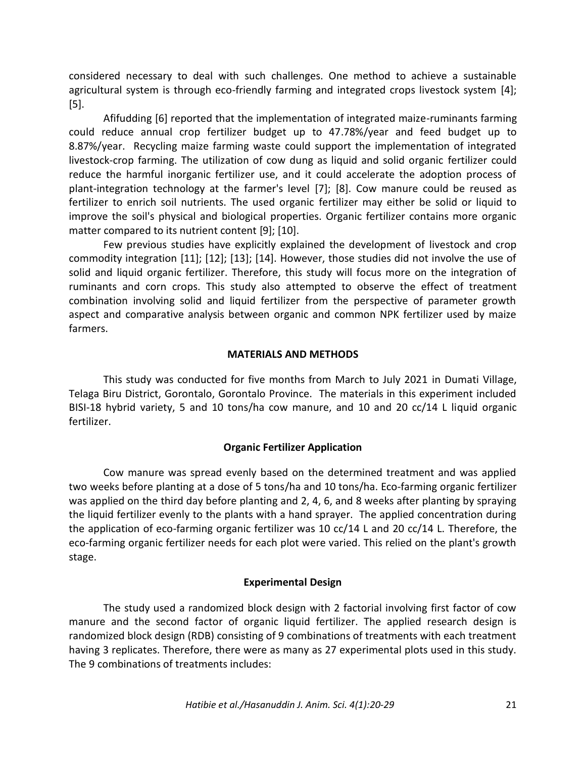considered necessary to deal with such challenges. One method to achieve a sustainable agricultural system is through eco-friendly farming and integrated crops livestock system [4]; [5].

Afifudding [6] reported that the implementation of integrated maize-ruminants farming could reduce annual crop fertilizer budget up to 47.78%/year and feed budget up to 8.87%/year. Recycling maize farming waste could support the implementation of integrated livestock-crop farming. The utilization of cow dung as liquid and solid organic fertilizer could reduce the harmful inorganic fertilizer use, and it could accelerate the adoption process of plant-integration technology at the farmer's level [7]; [8]. Cow manure could be reused as fertilizer to enrich soil nutrients. The used organic fertilizer may either be solid or liquid to improve the soil's physical and biological properties. Organic fertilizer contains more organic matter compared to its nutrient content [9]; [10].

Few previous studies have explicitly explained the development of livestock and crop commodity integration [11]; [12]; [13]; [14]. However, those studies did not involve the use of solid and liquid organic fertilizer. Therefore, this study will focus more on the integration of ruminants and corn crops. This study also attempted to observe the effect of treatment combination involving solid and liquid fertilizer from the perspective of parameter growth aspect and comparative analysis between organic and common NPK fertilizer used by maize farmers.

## MATERIALS AND METHODS

This study was conducted for five months from March to July 2021 in Dumati Village, Telaga Biru District, Gorontalo, Gorontalo Province. The materials in this experiment included BISI-18 hybrid variety, 5 and 10 tons/ha cow manure, and 10 and 20 cc/14 L liquid organic fertilizer.

### Organic Fertilizer Application

Cow manure was spread evenly based on the determined treatment and was applied two weeks before planting at a dose of 5 tons/ha and 10 tons/ha. Eco-farming organic fertilizer was applied on the third day before planting and 2, 4, 6, and 8 weeks after planting by spraying the liquid fertilizer evenly to the plants with a hand sprayer. The applied concentration during the application of eco-farming organic fertilizer was 10 cc/14 L and 20 cc/14 L. Therefore, the eco-farming organic fertilizer needs for each plot were varied. This relied on the plant's growth stage.

### Experimental Design

The study used a randomized block design with 2 factorial involving first factor of cow manure and the second factor of organic liquid fertilizer. The applied research design is randomized block design (RDB) consisting of 9 combinations of treatments with each treatment having 3 replicates. Therefore, there were as many as 27 experimental plots used in this study. The 9 combinations of treatments includes: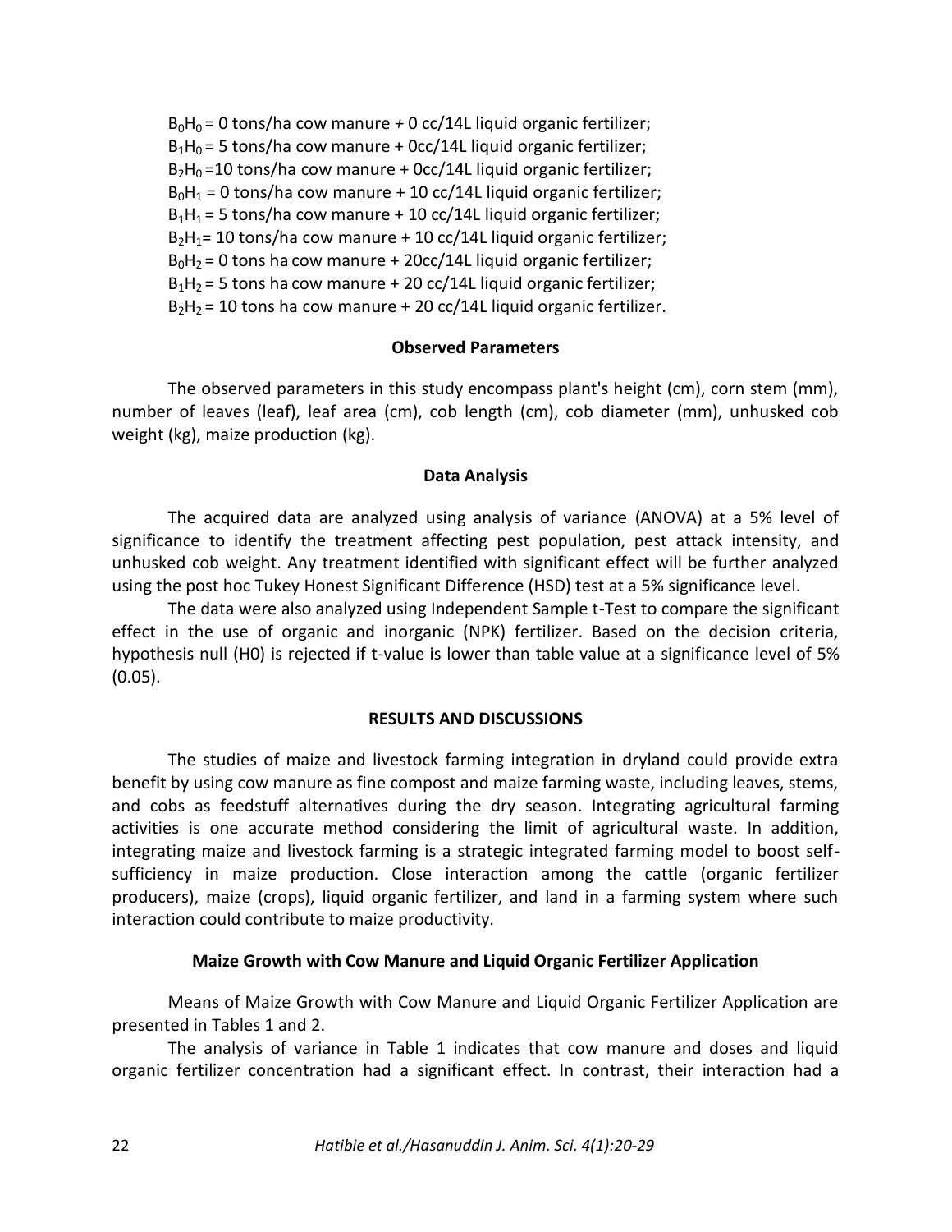$B_0H_0$ = 0 tons/ha cow manure + 0 cc/14L liquid organic fertilizer;
$B_1H_0$ = 5 tons/ha cow manure + 0cc/14L liquid organic fertilizer;
$B_2H_0$ =10 tons/ha cow manure + 0cc/14L liquid organic fertilizer;
$B_0H_1$ = 0 tons/ha cow manure + 10 cc/14L liquid organic fertilizer;
$B_1H_1$ = 5 tons/ha cow manure + 10 cc/14L liquid organic fertilizer;
$B_2H_1$= 10 tons/ha cow manure + 10 cc/14L liquid organic fertilizer;
$B_0H_2$ = 0 tons ha cow manure + 20cc/14L liquid organic fertilizer;
$B_1H_2$ = 5 tons ha cow manure + 20 cc/14L liquid organic fertilizer;
$B_2H_2$ = 10 tons ha cow manure + 20 cc/14L liquid organic fertilizer.

**Observed Parameters**

The observed parameters in this study encompass plant's height (cm), corn stem (mm), number of leaves (leaf), leaf area (cm), cob length (cm), cob diameter (mm), unhusked cob weight (kg), maize production (kg).

**Data Analysis**

The acquired data are analyzed using analysis of variance (ANOVA) at a 5% level of significance to identify the treatment affecting pest population, pest attack intensity, and unhusked cob weight. Any treatment identified with significant effect will be further analyzed using the post hoc Tukey Honest Significant Difference (HSD) test at a 5% significance level.

The data were also analyzed using Independent Sample t-Test to compare the significant effect in the use of organic and inorganic (NPK) fertilizer. Based on the decision criteria, hypothesis null (H0) is rejected if t-value is lower than table value at a significance level of 5% (0.05).

**RESULTS AND DISCUSSIONS**

The studies of maize and livestock farming integration in dryland could provide extra benefit by using cow manure as fine compost and maize farming waste, including leaves, stems, and cobs as feedstuff alternatives during the dry season. Integrating agricultural farming activities is one accurate method considering the limit of agricultural waste. In addition, integrating maize and livestock farming is a strategic integrated farming model to boost self-sufficiency in maize production. Close interaction among the cattle (organic fertilizer producers), maize (crops), liquid organic fertilizer, and land in a farming system where such interaction could contribute to maize productivity.

**Maize Growth with Cow Manure and Liquid Organic Fertilizer Application**

Means of Maize Growth with Cow Manure and Liquid Organic Fertilizer Application are presented in Tables 1 and 2.

The analysis of variance in Table 1 indicates that cow manure and doses and liquid organic fertilizer concentration had a significant effect. In contrast, their interaction had a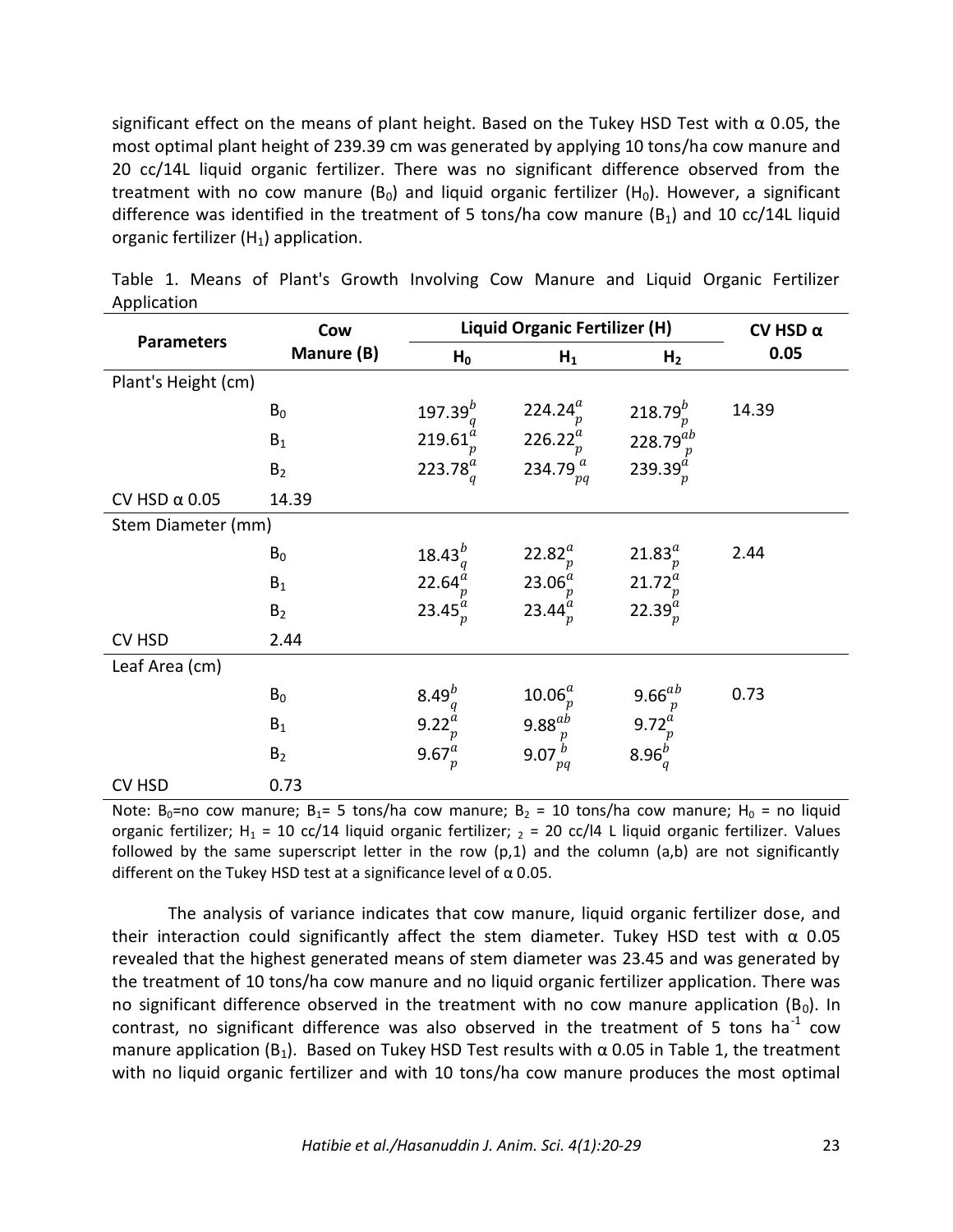significant effect on the means of plant height. Based on the Tukey HSD Test with α 0.05, the most optimal plant height of 239.39 cm was generated by applying 10 tons/ha cow manure and 20 cc/14L liquid organic fertilizer. There was no significant difference observed from the treatment with no cow manure ($B_0$) and liquid organic fertilizer ($H_0$). However, a significant difference was identified in the treatment of 5 tons/ha cow manure ($B_1$) and 10 cc/14L liquid organic fertilizer ($H_1$) application.

Table 1. Means of Plant's Growth Involving Cow Manure and Liquid Organic Fertilizer Application

| Parameters | Cow Manure (B) | Liquid Organic Fertilizer (H) | | | CV HSD α 0.05 |
|---|---|---|---|---|---|
| | | $H_0$ | $H_1$ | $H_2$ | |
| Plant's Height (cm) | | | | | |
| | $B_0$ | $197.39^{b}_{q}$ | $224.24^{a}_{p}$ | $218.79^{b}_{p}$ | 14.39 |
| | $B_1$ | $219.61^{a}_{p}$ | $226.22^{a}_{p}$ | $228.79^{ab}_{p}$ | |
| | $B_2$ | $223.78^{a}_{q}$ | $234.79^{a}_{pq}$ | $239.39^{a}_{p}$ | |
| CV HSD α 0.05 | 14.39 | | | | |
| Stem Diameter (mm) | | | | | |
| | $B_0$ | $18.43^{b}_{q}$ | $22.82^{a}_{p}$ | $21.83^{a}_{p}$ | 2.44 |
| | $B_1$ | $22.64^{a}_{p}$ | $23.06^{a}_{p}$ | $21.72^{a}_{p}$ | |
| | $B_2$ | $23.45^{a}_{p}$ | $23.44^{a}_{p}$ | $22.39^{a}_{p}$ | |
| CV HSD | 2.44 | | | | |
| Leaf Area (cm) | | | | | |
| | $B_0$ | $8.49^{b}_{q}$ | $10.06^{a}_{p}$ | $9.66^{ab}_{p}$ | 0.73 |
| | $B_1$ | $9.22^{a}_{p}$ | $9.88^{ab}_{p}$ | $9.72^{a}_{p}$ | |
| | $B_2$ | $9.67^{a}_{p}$ | $9.07^{b}_{pq}$ | $8.96^{b}_{q}$ | |
| CV HSD | 0.73 | | | | |

Note: $B_0$=no cow manure; $B_1$= 5 tons/ha cow manure; $B_2$ = 10 tons/ha cow manure; $H_0$ = no liquid organic fertilizer; $H_1$ = 10 cc/14 liquid organic fertilizer; $_2$ = 20 cc/l4 L liquid organic fertilizer. Values followed by the same superscript letter in the row (p,1) and the column (a,b) are not significantly different on the Tukey HSD test at a significance level of α 0.05.

The analysis of variance indicates that cow manure, liquid organic fertilizer dose, and their interaction could significantly affect the stem diameter. Tukey HSD test with α 0.05 revealed that the highest generated means of stem diameter was 23.45 and was generated by the treatment of 10 tons/ha cow manure and no liquid organic fertilizer application. There was no significant difference observed in the treatment with no cow manure application ($B_0$). In contrast, no significant difference was also observed in the treatment of 5 tons $ha^{-1}$ cow manure application ($B_1$). Based on Tukey HSD Test results with α 0.05 in Table 1, the treatment with no liquid organic fertilizer and with 10 tons/ha cow manure produces the most optimal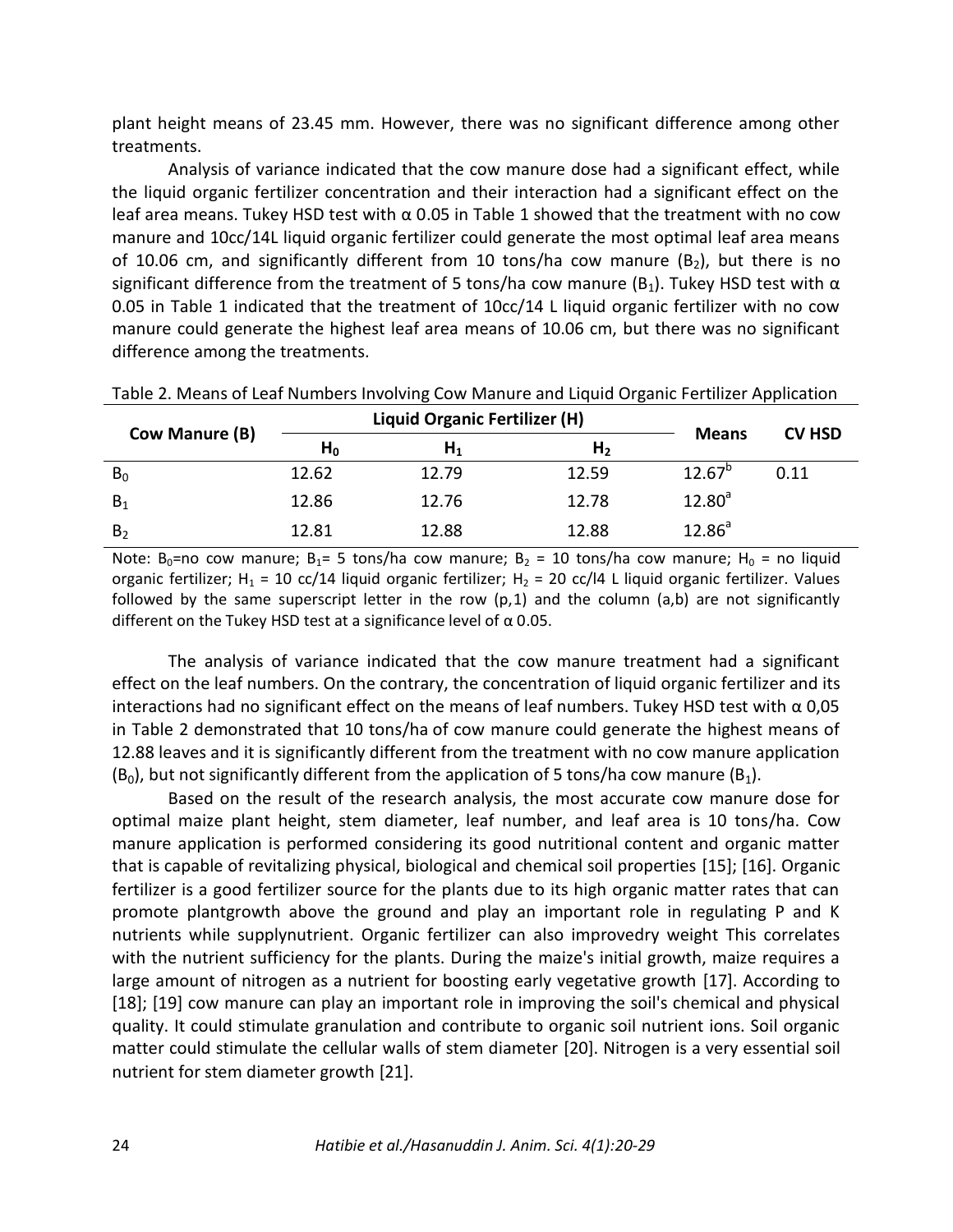plant height means of 23.45 mm. However, there was no significant difference among other treatments.

Analysis of variance indicated that the cow manure dose had a significant effect, while the liquid organic fertilizer concentration and their interaction had a significant effect on the leaf area means. Tukey HSD test with α 0.05 in Table 1 showed that the treatment with no cow manure and 10cc/14L liquid organic fertilizer could generate the most optimal leaf area means of 10.06 cm, and significantly different from 10 tons/ha cow manure ($B_2$), but there is no significant difference from the treatment of 5 tons/ha cow manure ($B_1$). Tukey HSD test with α 0.05 in Table 1 indicated that the treatment of 10cc/14 L liquid organic fertilizer with no cow manure could generate the highest leaf area means of 10.06 cm, but there was no significant difference among the treatments.

Table 2. Means of Leaf Numbers Involving Cow Manure and Liquid Organic Fertilizer Application

| Cow Manure (B) | Liquid Organic Fertilizer (H) | | | Means | CV HSD |
|---|---|---|---|---|---|
| | $H_0$ | $H_1$ | $H_2$ | | |
| $B_0$ | 12.62 | 12.79 | 12.59 | $12.67^b$ | 0.11 |
| $B_1$ | 12.86 | 12.76 | 12.78 | $12.80^a$ | |
| $B_2$ | 12.81 | 12.88 | 12.88 | $12.86^a$ | |

Note: $B_0$=no cow manure; $B_1$= 5 tons/ha cow manure; $B_2$ = 10 tons/ha cow manure; $H_0$ = no liquid organic fertilizer; $H_1$ = 10 cc/14 liquid organic fertilizer; $H_2$ = 20 cc/l4 L liquid organic fertilizer. Values followed by the same superscript letter in the row (p,1) and the column (a,b) are not significantly different on the Tukey HSD test at a significance level of α 0.05.

The analysis of variance indicated that the cow manure treatment had a significant effect on the leaf numbers. On the contrary, the concentration of liquid organic fertilizer and its interactions had no significant effect on the means of leaf numbers. Tukey HSD test with α 0,05 in Table 2 demonstrated that 10 tons/ha of cow manure could generate the highest means of 12.88 leaves and it is significantly different from the treatment with no cow manure application ($B_0$), but not significantly different from the application of 5 tons/ha cow manure ($B_1$).

Based on the result of the research analysis, the most accurate cow manure dose for optimal maize plant height, stem diameter, leaf number, and leaf area is 10 tons/ha. Cow manure application is performed considering its good nutritional content and organic matter that is capable of revitalizing physical, biological and chemical soil properties [15]; [16]. Organic fertilizer is a good fertilizer source for the plants due to its high organic matter rates that can promote plantgrowth above the ground and play an important role in regulating P and K nutrients while supplynutrient. Organic fertilizer can also improvedry weight This correlates with the nutrient sufficiency for the plants. During the maize's initial growth, maize requires a large amount of nitrogen as a nutrient for boosting early vegetative growth [17]. According to [18]; [19] cow manure can play an important role in improving the soil's chemical and physical quality. It could stimulate granulation and contribute to organic soil nutrient ions. Soil organic matter could stimulate the cellular walls of stem diameter [20]. Nitrogen is a very essential soil nutrient for stem diameter growth [21].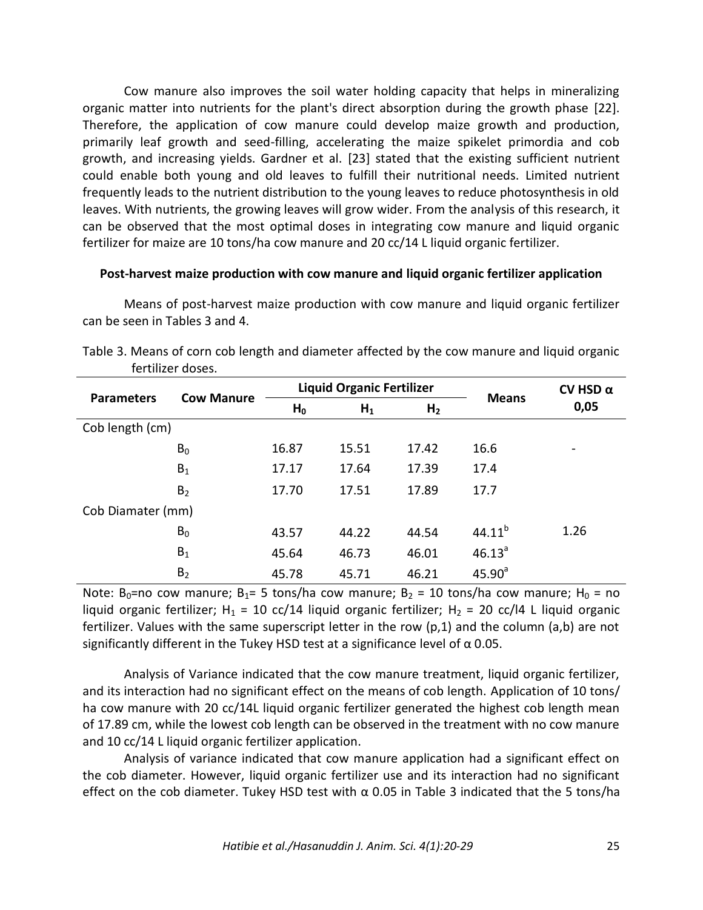Cow manure also improves the soil water holding capacity that helps in mineralizing organic matter into nutrients for the plant's direct absorption during the growth phase [22]. Therefore, the application of cow manure could develop maize growth and production, primarily leaf growth and seed-filling, accelerating the maize spikelet primordia and cob growth, and increasing yields. Gardner et al. [23] stated that the existing sufficient nutrient could enable both young and old leaves to fulfill their nutritional needs. Limited nutrient frequently leads to the nutrient distribution to the young leaves to reduce photosynthesis in old leaves. With nutrients, the growing leaves will grow wider. From the analysis of this research, it can be observed that the most optimal doses in integrating cow manure and liquid organic fertilizer for maize are 10 tons/ha cow manure and 20 cc/14 L liquid organic fertilizer.

### Post-harvest maize production with cow manure and liquid organic fertilizer application

Means of post-harvest maize production with cow manure and liquid organic fertilizer can be seen in Tables 3 and 4.

Table 3. Means of corn cob length and diameter affected by the cow manure and liquid organic fertilizer doses.

| Parameters | Cow Manure | Liquid Organic Fertilizer | | | Means | CV HSD α 0,05 |
|---|---|---|---|---|---|---|
| | | $H_0$ | $H_1$ | $H_2$ | | |
| Cob length (cm) | | | | | | |
| | $B_0$ | 16.87 | 15.51 | 17.42 | 16.6 | - |
| | $B_1$ | 17.17 | 17.64 | 17.39 | 17.4 | |
| | $B_2$ | 17.70 | 17.51 | 17.89 | 17.7 | |
| Cob Diamater (mm) | | | | | | |
| | $B_0$ | 43.57 | 44.22 | 44.54 | $44.11^b$ | 1.26 |
| | $B_1$ | 45.64 | 46.73 | 46.01 | $46.13^a$ | |
| | $B_2$ | 45.78 | 45.71 | 46.21 | $45.90^a$ | |

Note: $B_0$=no cow manure; $B_1$= 5 tons/ha cow manure; $B_2$ = 10 tons/ha cow manure; $H_0$ = no liquid organic fertilizer; $H_1$ = 10 cc/14 liquid organic fertilizer; $H_2$ = 20 cc/l4 L liquid organic fertilizer. Values with the same superscript letter in the row (p,1) and the column (a,b) are not significantly different in the Tukey HSD test at a significance level of α 0.05.

Analysis of Variance indicated that the cow manure treatment, liquid organic fertilizer, and its interaction had no significant effect on the means of cob length. Application of 10 tons/ ha cow manure with 20 cc/14L liquid organic fertilizer generated the highest cob length mean of 17.89 cm, while the lowest cob length can be observed in the treatment with no cow manure and 10 cc/14 L liquid organic fertilizer application.

Analysis of variance indicated that cow manure application had a significant effect on the cob diameter. However, liquid organic fertilizer use and its interaction had no significant effect on the cob diameter. Tukey HSD test with α 0.05 in Table 3 indicated that the 5 tons/ha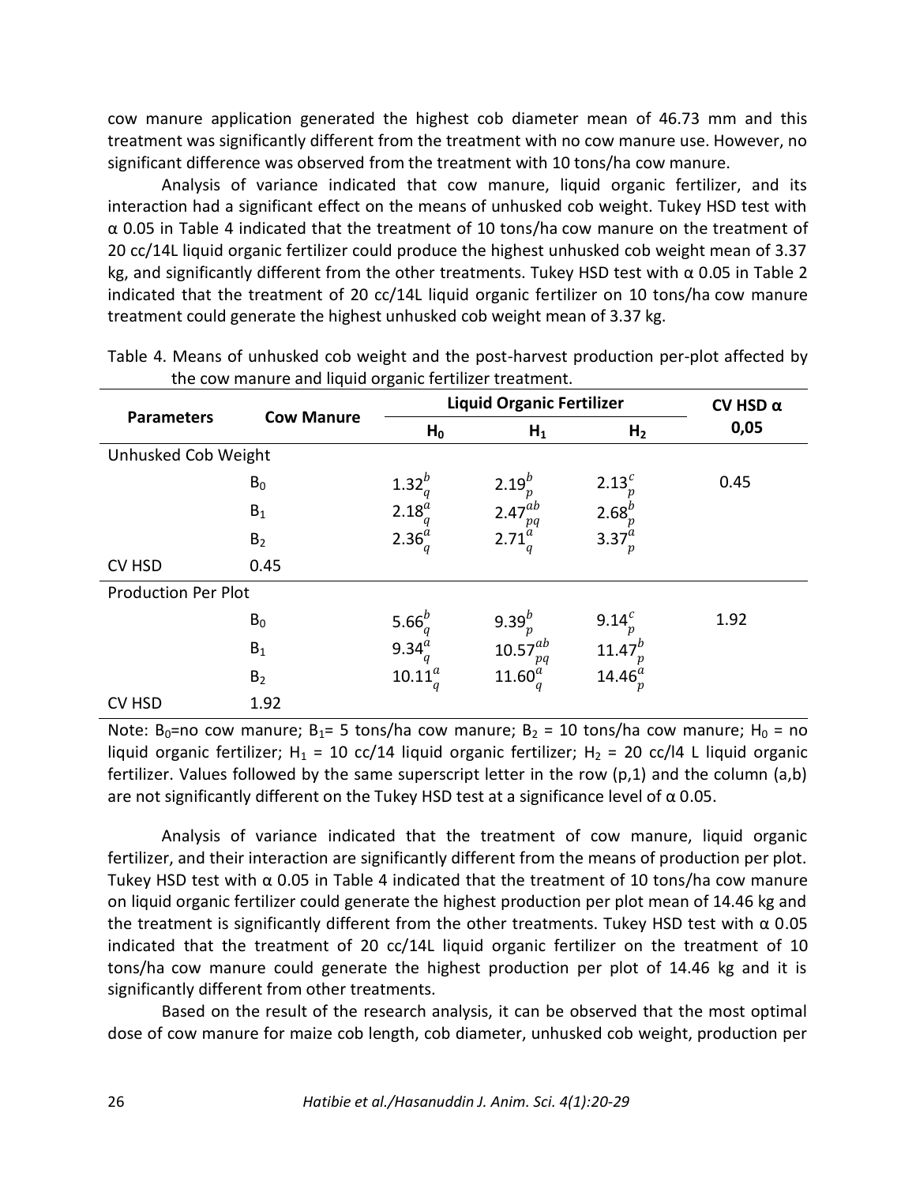cow manure application generated the highest cob diameter mean of 46.73 mm and this treatment was significantly different from the treatment with no cow manure use. However, no significant difference was observed from the treatment with 10 tons/ha cow manure.

Analysis of variance indicated that cow manure, liquid organic fertilizer, and its interaction had a significant effect on the means of unhusked cob weight. Tukey HSD test with α 0.05 in Table 4 indicated that the treatment of 10 tons/ha cow manure on the treatment of 20 cc/14L liquid organic fertilizer could produce the highest unhusked cob weight mean of 3.37 kg, and significantly different from the other treatments. Tukey HSD test with α 0.05 in Table 2 indicated that the treatment of 20 cc/14L liquid organic fertilizer on 10 tons/ha cow manure treatment could generate the highest unhusked cob weight mean of 3.37 kg.

Table 4. Means of unhusked cob weight and the post-harvest production per-plot affected by the cow manure and liquid organic fertilizer treatment.

| Parameters | Cow Manure | Liquid Organic Fertilizer | | | CV HSD α 0,05 |
|---|---|---|---|---|---|
| | | $H_0$ | $H_1$ | $H_2$ | |
| Unhusked Cob Weight | | | | | |
| | $B_0$ | $1.32^{b}_{q}$ | $2.19^{b}_{p}$ | $2.13^{c}_{p}$ | 0.45 |
| | $B_1$ | $2.18^{a}_{q}$ | $2.47^{ab}_{pq}$ | $2.68^{b}_{p}$ | |
| | $B_2$ | $2.36^{a}_{q}$ | $2.71^{a}_{q}$ | $3.37^{a}_{p}$ | |
| CV HSD | 0.45 | | | | |
| Production Per Plot | | | | | |
| | $B_0$ | $5.66^{b}_{q}$ | $9.39^{b}_{p}$ | $9.14^{c}_{p}$ | 1.92 |
| | $B_1$ | $9.34^{a}_{q}$ | $10.57^{ab}_{pq}$ | $11.47^{b}_{p}$ | |
| | $B_2$ | $10.11^{a}_{q}$ | $11.60^{a}_{q}$ | $14.46^{a}_{p}$ | |
| CV HSD | 1.92 | | | | |

Note: $B_0$=no cow manure; $B_1$= 5 tons/ha cow manure; $B_2$ = 10 tons/ha cow manure; $H_0$ = no liquid organic fertilizer; $H_1$ = 10 cc/14 liquid organic fertilizer; $H_2$ = 20 cc/l4 L liquid organic fertilizer. Values followed by the same superscript letter in the row (p,1) and the column (a,b) are not significantly different on the Tukey HSD test at a significance level of α 0.05.

Analysis of variance indicated that the treatment of cow manure, liquid organic fertilizer, and their interaction are significantly different from the means of production per plot. Tukey HSD test with α 0.05 in Table 4 indicated that the treatment of 10 tons/ha cow manure on liquid organic fertilizer could generate the highest production per plot mean of 14.46 kg and the treatment is significantly different from the other treatments. Tukey HSD test with α 0.05 indicated that the treatment of 20 cc/14L liquid organic fertilizer on the treatment of 10 tons/ha cow manure could generate the highest production per plot of 14.46 kg and it is significantly different from other treatments.

Based on the result of the research analysis, it can be observed that the most optimal dose of cow manure for maize cob length, cob diameter, unhusked cob weight, production per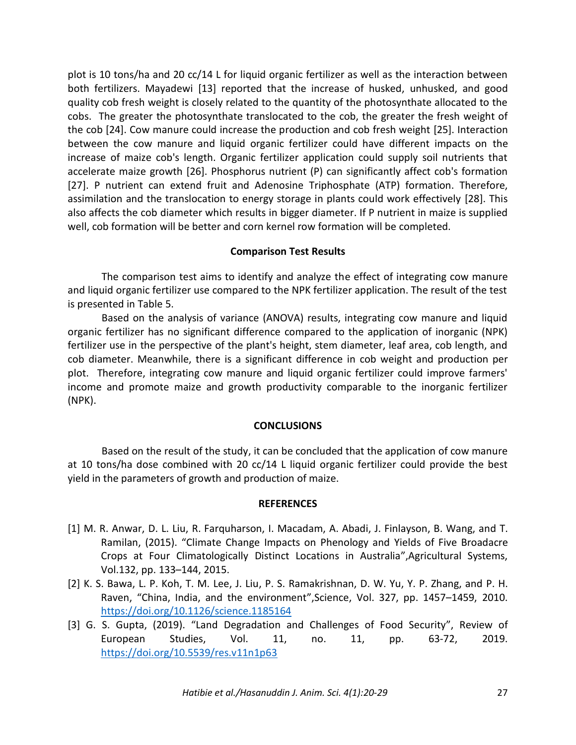plot is 10 tons/ha and 20 cc/14 L for liquid organic fertilizer as well as the interaction between both fertilizers. Mayadewi [13] reported that the increase of husked, unhusked, and good quality cob fresh weight is closely related to the quantity of the photosynthate allocated to the cobs. The greater the photosynthate translocated to the cob, the greater the fresh weight of the cob [24]. Cow manure could increase the production and cob fresh weight [25]. Interaction between the cow manure and liquid organic fertilizer could have different impacts on the increase of maize cob's length. Organic fertilizer application could supply soil nutrients that accelerate maize growth [26]. Phosphorus nutrient (P) can significantly affect cob's formation [27]. P nutrient can extend fruit and Adenosine Triphosphate (ATP) formation. Therefore, assimilation and the translocation to energy storage in plants could work effectively [28]. This also affects the cob diameter which results in bigger diameter. If P nutrient in maize is supplied well, cob formation will be better and corn kernel row formation will be completed.

### Comparison Test Results

The comparison test aims to identify and analyze the effect of integrating cow manure and liquid organic fertilizer use compared to the NPK fertilizer application. The result of the test is presented in Table 5.

Based on the analysis of variance (ANOVA) results, integrating cow manure and liquid organic fertilizer has no significant difference compared to the application of inorganic (NPK) fertilizer use in the perspective of the plant's height, stem diameter, leaf area, cob length, and cob diameter. Meanwhile, there is a significant difference in cob weight and production per plot. Therefore, integrating cow manure and liquid organic fertilizer could improve farmers' income and promote maize and growth productivity comparable to the inorganic fertilizer (NPK).

## CONCLUSIONS

Based on the result of the study, it can be concluded that the application of cow manure at 10 tons/ha dose combined with 20 cc/14 L liquid organic fertilizer could provide the best yield in the parameters of growth and production of maize.

## REFERENCES

[1] M. R. Anwar, D. L. Liu, R. Farquharson, I. Macadam, A. Abadi, J. Finlayson, B. Wang, and T. Ramilan, (2015). "Climate Change Impacts on Phenology and Yields of Five Broadacre Crops at Four Climatologically Distinct Locations in Australia",Agricultural Systems, Vol.132, pp. 133–144, 2015.

[2] K. S. Bawa, L. P. Koh, T. M. Lee, J. Liu, P. S. Ramakrishnan, D. W. Yu, Y. P. Zhang, and P. H. Raven, "China, India, and the environment",Science, Vol. 327, pp. 1457–1459, 2010. https://doi.org/10.1126/science.1185164

[3] G. S. Gupta, (2019). "Land Degradation and Challenges of Food Security", Review of European Studies, Vol. 11, no. 11, pp. 63-72, 2019. https://doi.org/10.5539/res.v11n1p63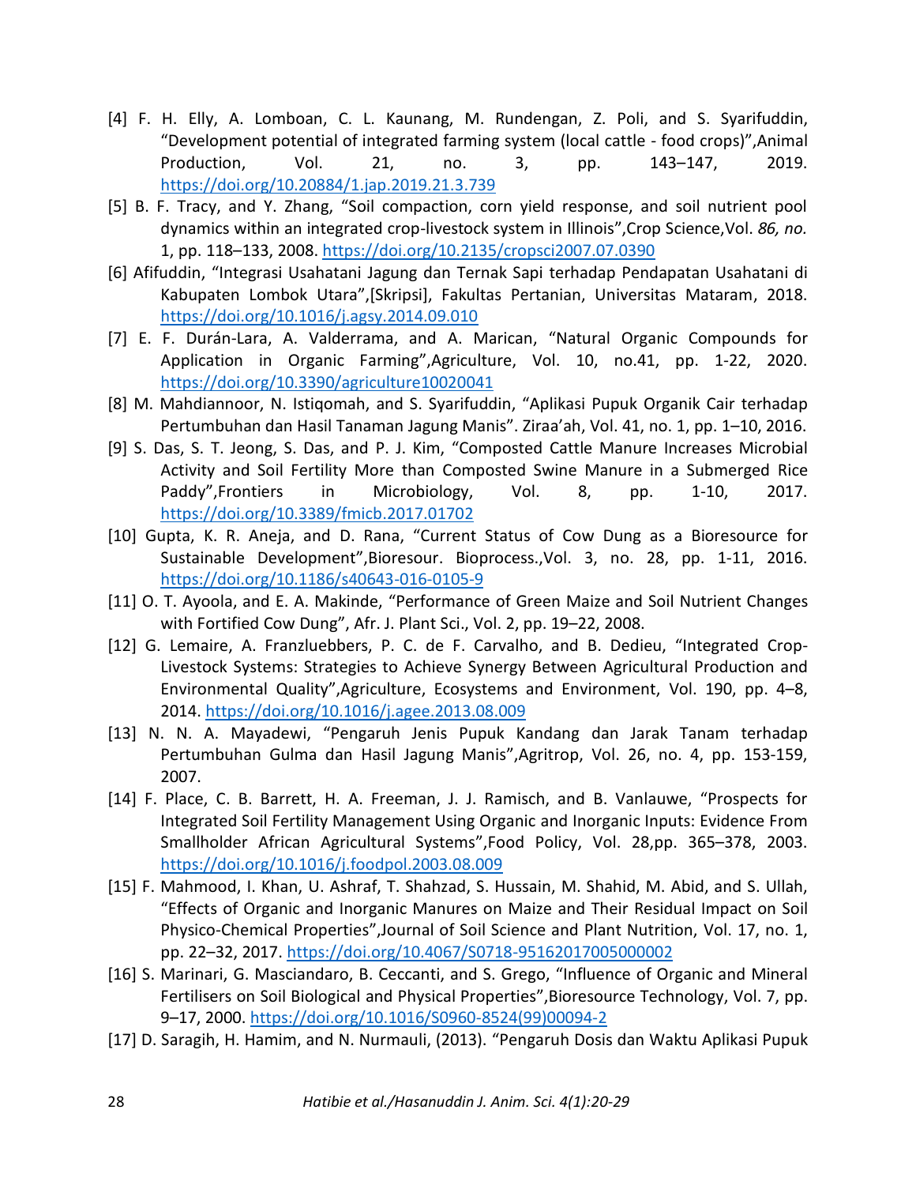[4] F. H. Elly, A. Lomboan, C. L. Kaunang, M. Rundengan, Z. Poli, and S. Syarifuddin, "Development potential of integrated farming system (local cattle - food crops)",Animal Production, Vol. 21, no. 3, pp. 143–147, 2019. https://doi.org/10.20884/1.jap.2019.21.3.739

[5] B. F. Tracy, and Y. Zhang, "Soil compaction, corn yield response, and soil nutrient pool dynamics within an integrated crop-livestock system in Illinois",Crop Science,Vol. *86, no.* 1, pp. 118–133, 2008. https://doi.org/10.2135/cropsci2007.07.0390

[6] Afifuddin, "Integrasi Usahatani Jagung dan Ternak Sapi terhadap Pendapatan Usahatani di Kabupaten Lombok Utara",[Skripsi], Fakultas Pertanian, Universitas Mataram, 2018. https://doi.org/10.1016/j.agsy.2014.09.010

[7] E. F. Durán-Lara, A. Valderrama, and A. Marican, "Natural Organic Compounds for Application in Organic Farming",Agriculture, Vol. 10, no.41, pp. 1-22, 2020. https://doi.org/10.3390/agriculture10020041

[8] M. Mahdiannoor, N. Istiqomah, and S. Syarifuddin, "Aplikasi Pupuk Organik Cair terhadap Pertumbuhan dan Hasil Tanaman Jagung Manis". Ziraa'ah, Vol. 41, no. 1, pp. 1–10, 2016.

[9] S. Das, S. T. Jeong, S. Das, and P. J. Kim, "Composted Cattle Manure Increases Microbial Activity and Soil Fertility More than Composted Swine Manure in a Submerged Rice Paddy",Frontiers in Microbiology, Vol. 8, pp. 1-10, 2017. https://doi.org/10.3389/fmicb.2017.01702

[10] Gupta, K. R. Aneja, and D. Rana, "Current Status of Cow Dung as a Bioresource for Sustainable Development",Bioresour. Bioprocess.,Vol. 3, no. 28, pp. 1-11, 2016. https://doi.org/10.1186/s40643-016-0105-9

[11] O. T. Ayoola, and E. A. Makinde, "Performance of Green Maize and Soil Nutrient Changes with Fortified Cow Dung", Afr. J. Plant Sci., Vol. 2, pp. 19–22, 2008.

[12] G. Lemaire, A. Franzluebbers, P. C. de F. Carvalho, and B. Dedieu, "Integrated Crop-Livestock Systems: Strategies to Achieve Synergy Between Agricultural Production and Environmental Quality",Agriculture, Ecosystems and Environment, Vol. 190, pp. 4–8, 2014. https://doi.org/10.1016/j.agee.2013.08.009

[13] N. N. A. Mayadewi, "Pengaruh Jenis Pupuk Kandang dan Jarak Tanam terhadap Pertumbuhan Gulma dan Hasil Jagung Manis",Agritrop, Vol. 26, no. 4, pp. 153-159, 2007.

[14] F. Place, C. B. Barrett, H. A. Freeman, J. J. Ramisch, and B. Vanlauwe, "Prospects for Integrated Soil Fertility Management Using Organic and Inorganic Inputs: Evidence From Smallholder African Agricultural Systems",Food Policy, Vol. 28,pp. 365–378, 2003. https://doi.org/10.1016/j.foodpol.2003.08.009

[15] F. Mahmood, I. Khan, U. Ashraf, T. Shahzad, S. Hussain, M. Shahid, M. Abid, and S. Ullah, "Effects of Organic and Inorganic Manures on Maize and Their Residual Impact on Soil Physico-Chemical Properties",Journal of Soil Science and Plant Nutrition, Vol. 17, no. 1, pp. 22–32, 2017. https://doi.org/10.4067/S0718-95162017005000002

[16] S. Marinari, G. Masciandaro, B. Ceccanti, and S. Grego, "Influence of Organic and Mineral Fertilisers on Soil Biological and Physical Properties",Bioresource Technology, Vol. 7, pp. 9–17, 2000. https://doi.org/10.1016/S0960-8524(99)00094-2

[17] D. Saragih, H. Hamim, and N. Nurmauli, (2013). "Pengaruh Dosis dan Waktu Aplikasi Pupuk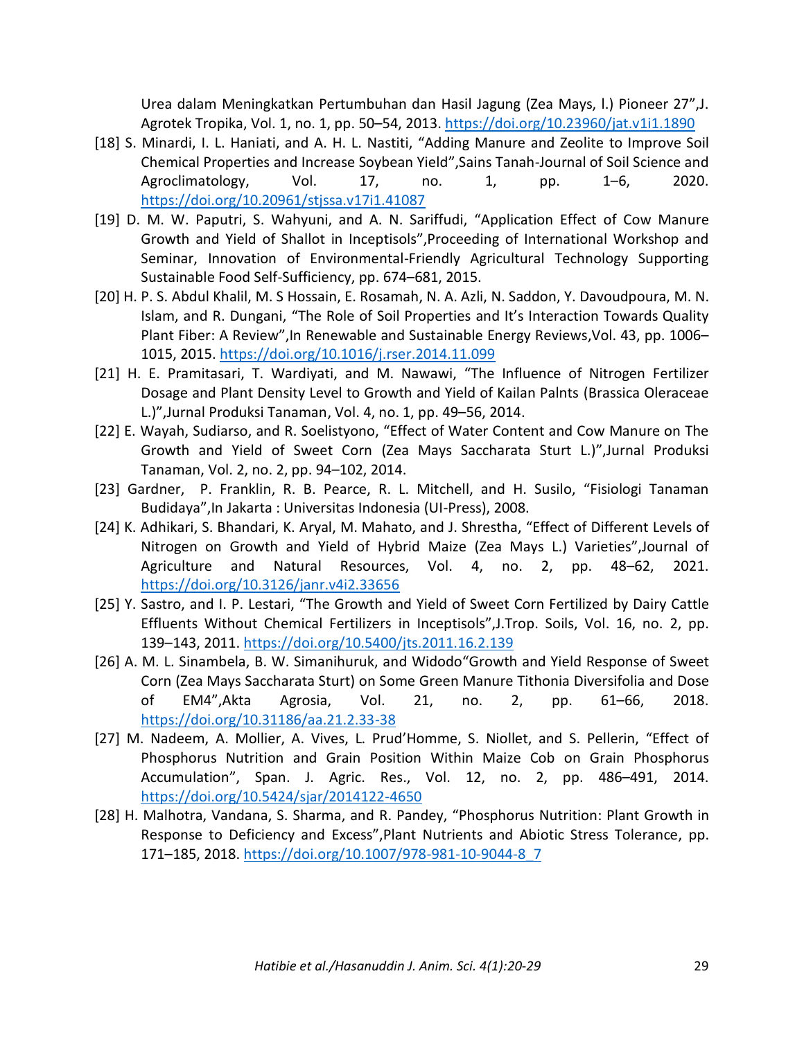Urea dalam Meningkatkan Pertumbuhan dan Hasil Jagung (Zea Mays, l.) Pioneer 27",J. Agrotek Tropika, Vol. 1, no. 1, pp. 50–54, 2013. https://doi.org/10.23960/jat.v1i1.1890

[18] S. Minardi, I. L. Haniati, and A. H. L. Nastiti, "Adding Manure and Zeolite to Improve Soil Chemical Properties and Increase Soybean Yield",Sains Tanah-Journal of Soil Science and Agroclimatology, Vol. 17, no. 1, pp. 1–6, 2020. https://doi.org/10.20961/stjssa.v17i1.41087

[19] D. M. W. Paputri, S. Wahyuni, and A. N. Sariffudi, "Application Effect of Cow Manure Growth and Yield of Shallot in Inceptisols",Proceeding of International Workshop and Seminar, Innovation of Environmental-Friendly Agricultural Technology Supporting Sustainable Food Self-Sufficiency, pp. 674–681, 2015.

[20] H. P. S. Abdul Khalil, M. S Hossain, E. Rosamah, N. A. Azli, N. Saddon, Y. Davoudpoura, M. N. Islam, and R. Dungani, "The Role of Soil Properties and It's Interaction Towards Quality Plant Fiber: A Review",In Renewable and Sustainable Energy Reviews,Vol. 43, pp. 1006–1015, 2015. https://doi.org/10.1016/j.rser.2014.11.099

[21] H. E. Pramitasari, T. Wardiyati, and M. Nawawi, "The Influence of Nitrogen Fertilizer Dosage and Plant Density Level to Growth and Yield of Kailan Palnts (Brassica Oleraceae L.)",Jurnal Produksi Tanaman, Vol. 4, no. 1, pp. 49–56, 2014.

[22] E. Wayah, Sudiarso, and R. Soelistyono, "Effect of Water Content and Cow Manure on The Growth and Yield of Sweet Corn (Zea Mays Saccharata Sturt L.)",Jurnal Produksi Tanaman, Vol. 2, no. 2, pp. 94–102, 2014.

[23] Gardner, P. Franklin, R. B. Pearce, R. L. Mitchell, and H. Susilo, "Fisiologi Tanaman Budidaya",In Jakarta : Universitas Indonesia (UI-Press), 2008.

[24] K. Adhikari, S. Bhandari, K. Aryal, M. Mahato, and J. Shrestha, "Effect of Different Levels of Nitrogen on Growth and Yield of Hybrid Maize (Zea Mays L.) Varieties",Journal of Agriculture and Natural Resources, Vol. 4, no. 2, pp. 48–62, 2021. https://doi.org/10.3126/janr.v4i2.33656

[25] Y. Sastro, and I. P. Lestari, "The Growth and Yield of Sweet Corn Fertilized by Dairy Cattle Effluents Without Chemical Fertilizers in Inceptisols",J.Trop. Soils, Vol. 16, no. 2, pp. 139–143, 2011. https://doi.org/10.5400/jts.2011.16.2.139

[26] A. M. L. Sinambela, B. W. Simanihuruk, and Widodo"Growth and Yield Response of Sweet Corn (Zea Mays Saccharata Sturt) on Some Green Manure Tithonia Diversifolia and Dose of EM4",Akta Agrosia, Vol. 21, no. 2, pp. 61–66, 2018. https://doi.org/10.31186/aa.21.2.33-38

[27] M. Nadeem, A. Mollier, A. Vives, L. Prud'Homme, S. Niollet, and S. Pellerin, "Effect of Phosphorus Nutrition and Grain Position Within Maize Cob on Grain Phosphorus Accumulation", Span. J. Agric. Res., Vol. 12, no. 2, pp. 486–491, 2014. https://doi.org/10.5424/sjar/2014122-4650

[28] H. Malhotra, Vandana, S. Sharma, and R. Pandey, "Phosphorus Nutrition: Plant Growth in Response to Deficiency and Excess",Plant Nutrients and Abiotic Stress Tolerance, pp. 171–185, 2018. https://doi.org/10.1007/978-981-10-9044-8_7